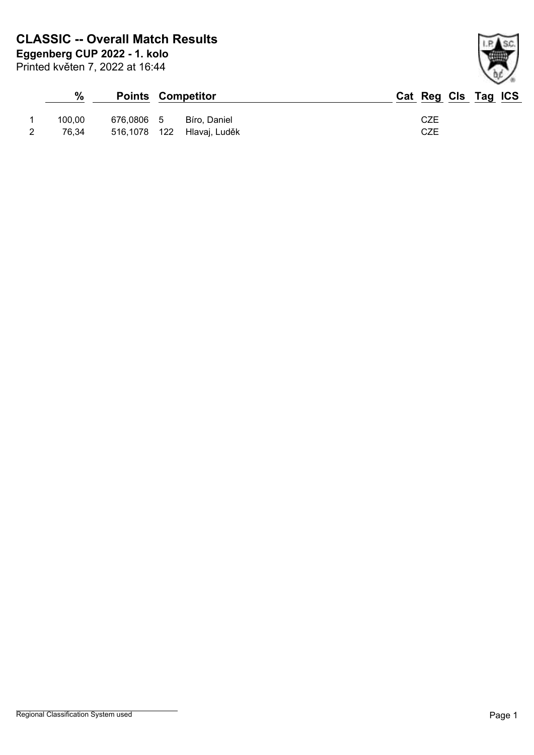# CLASSIC -- Overall Match Results

**Eggenberg CUP 2022 - 1. kolo**

Printed květen 7, 2022 at 16:44

| | % | Points | Competitor | | Cat | Reg | Cls | Tag | ICS |
|---|---|---|---|---|---|---|---|---|---|
| 1 | 100,00 | 676,0806 | 5 | Bíro, Daniel | | CZE | | | |
| 2 | 76,34 | 516,1078 | 122 | Hlavaj, Luděk | | CZE | | | |

Regional Classification System used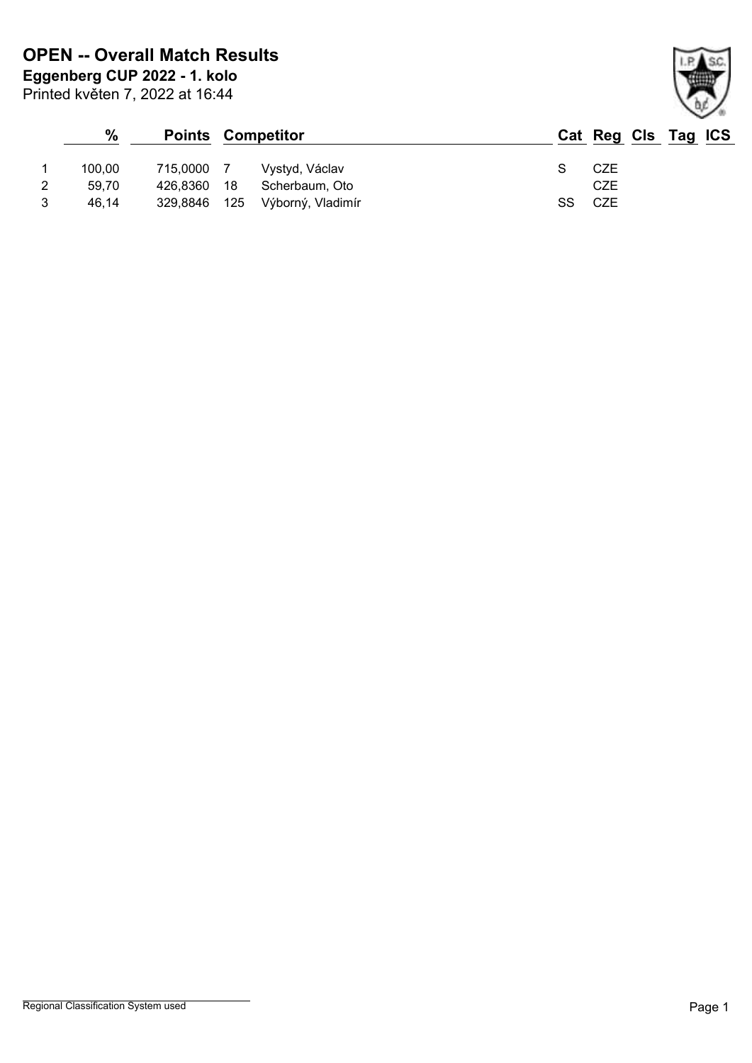# OPEN -- Overall Match Results

**Eggenberg CUP 2022 - 1. kolo**

Printed květen 7, 2022 at 16:44

| | % | Points | Competitor | | Cat | Reg | Cls | Tag | ICS |
|---|---|---|---|---|---|---|---|---|---|
| 1 | 100,00 | 715,0000 | 7 | Vystyd, Václav | S | CZE | | | |
| 2 | 59,70 | 426,8360 | 18 | Scherbaum, Oto | | CZE | | | |
| 3 | 46,14 | 329,8846 | 125 | Výborný, Vladimír | SS | CZE | | | |

Regional Classification System used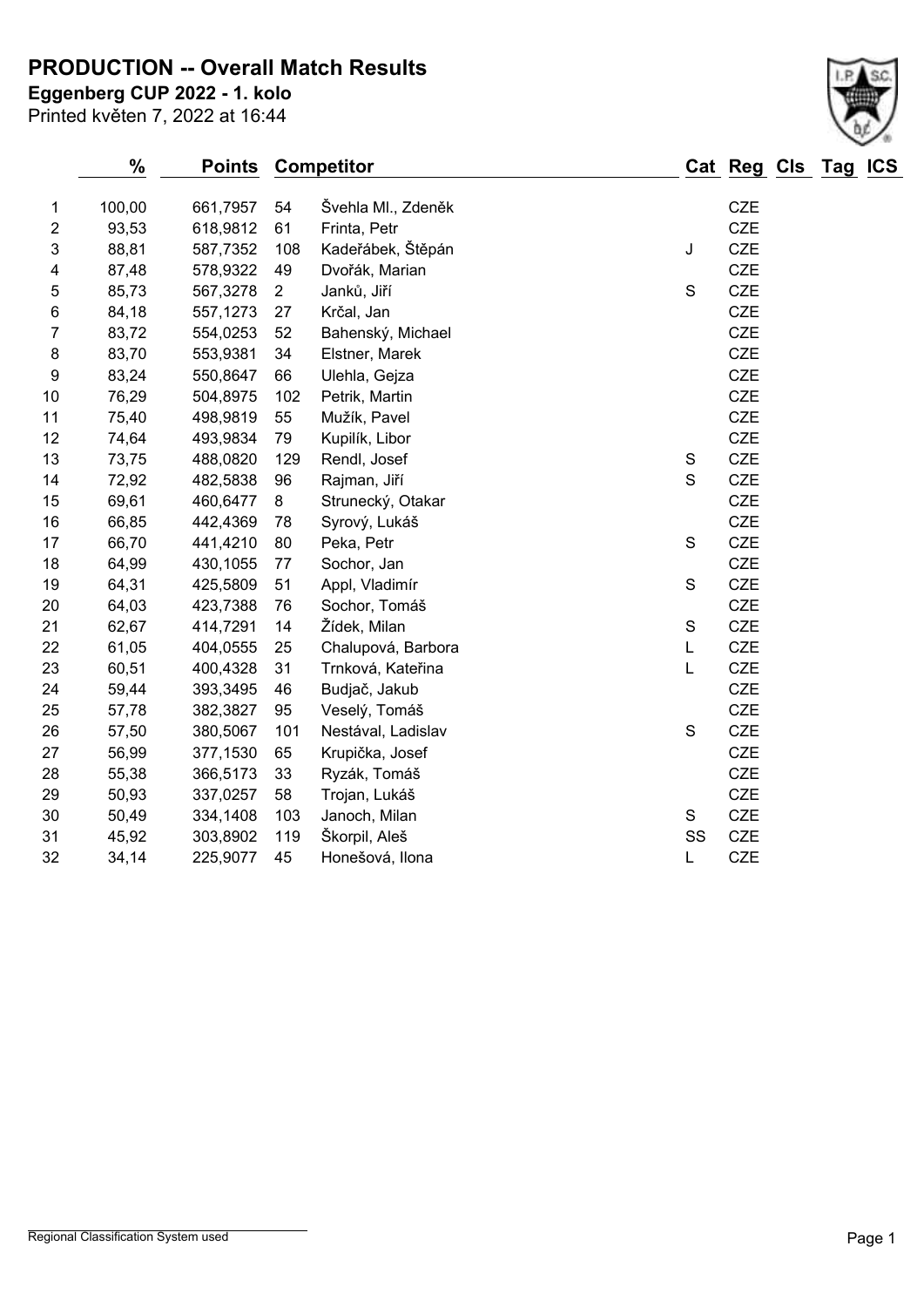# PRODUCTION -- Overall Match Results

**Eggenberg CUP 2022 - 1. kolo**

Printed květen 7, 2022 at 16:44

| | % | Points | | Competitor | Cat | Reg | Cls | Tag | ICS |
|---|---|---|---|---|---|---|---|---|---|
| 1 | 100,00 | 661,7957 | 54 | Švehla Ml., Zdeněk | | CZE | | | |
| 2 | 93,53 | 618,9812 | 61 | Frinta, Petr | | CZE | | | |
| 3 | 88,81 | 587,7352 | 108 | Kadeřábek, Štěpán | J | CZE | | | |
| 4 | 87,48 | 578,9322 | 49 | Dvořák, Marian | | CZE | | | |
| 5 | 85,73 | 567,3278 | 2 | Janků, Jiří | S | CZE | | | |
| 6 | 84,18 | 557,1273 | 27 | Krčal, Jan | | CZE | | | |
| 7 | 83,72 | 554,0253 | 52 | Bahenský, Michael | | CZE | | | |
| 8 | 83,70 | 553,9381 | 34 | Elstner, Marek | | CZE | | | |
| 9 | 83,24 | 550,8647 | 66 | Ulehla, Gejza | | CZE | | | |
| 10 | 76,29 | 504,8975 | 102 | Petrik, Martin | | CZE | | | |
| 11 | 75,40 | 498,9819 | 55 | Mužík, Pavel | | CZE | | | |
| 12 | 74,64 | 493,9834 | 79 | Kupilík, Libor | | CZE | | | |
| 13 | 73,75 | 488,0820 | 129 | Rendl, Josef | S | CZE | | | |
| 14 | 72,92 | 482,5838 | 96 | Rajman, Jiří | S | CZE | | | |
| 15 | 69,61 | 460,6477 | 8 | Strunecký, Otakar | | CZE | | | |
| 16 | 66,85 | 442,4369 | 78 | Syrový, Lukáš | | CZE | | | |
| 17 | 66,70 | 441,4210 | 80 | Peka, Petr | S | CZE | | | |
| 18 | 64,99 | 430,1055 | 77 | Sochor, Jan | | CZE | | | |
| 19 | 64,31 | 425,5809 | 51 | Appl, Vladimír | S | CZE | | | |
| 20 | 64,03 | 423,7388 | 76 | Sochor, Tomáš | | CZE | | | |
| 21 | 62,67 | 414,7291 | 14 | Žídek, Milan | S | CZE | | | |
| 22 | 61,05 | 404,0555 | 25 | Chalupová, Barbora | L | CZE | | | |
| 23 | 60,51 | 400,4328 | 31 | Trnková, Kateřina | L | CZE | | | |
| 24 | 59,44 | 393,3495 | 46 | Budjač, Jakub | | CZE | | | |
| 25 | 57,78 | 382,3827 | 95 | Veselý, Tomáš | | CZE | | | |
| 26 | 57,50 | 380,5067 | 101 | Nestával, Ladislav | S | CZE | | | |
| 27 | 56,99 | 377,1530 | 65 | Krupička, Josef | | CZE | | | |
| 28 | 55,38 | 366,5173 | 33 | Ryzák, Tomáš | | CZE | | | |
| 29 | 50,93 | 337,0257 | 58 | Trojan, Lukáš | | CZE | | | |
| 30 | 50,49 | 334,1408 | 103 | Janoch, Milan | S | CZE | | | |
| 31 | 45,92 | 303,8902 | 119 | Škorpil, Aleš | SS | CZE | | | |
| 32 | 34,14 | 225,9077 | 45 | Honešová, Ilona | L | CZE | | | |

Regional Classification System used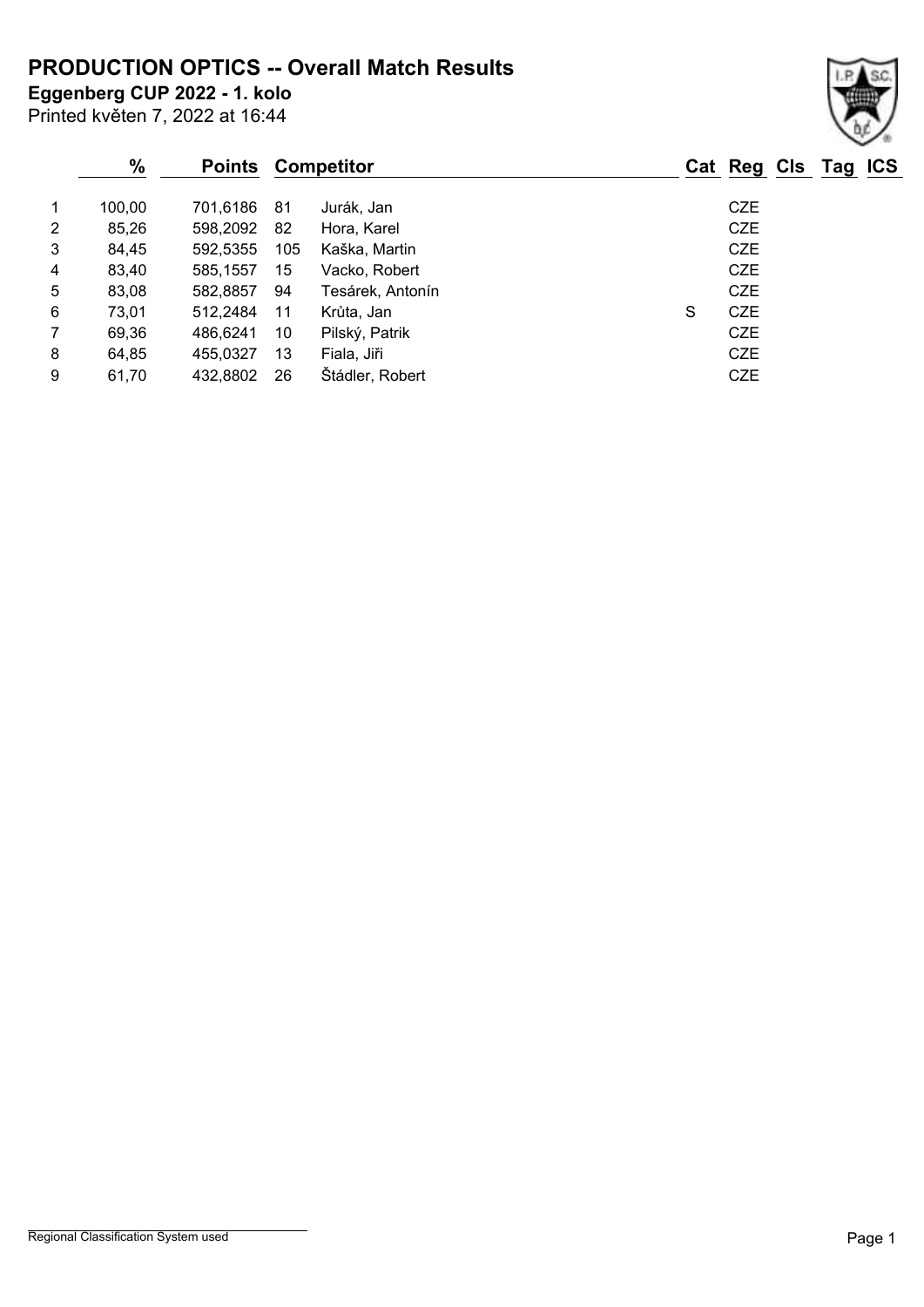# PRODUCTION OPTICS -- Overall Match Results

**Eggenberg CUP 2022 - 1. kolo**

Printed květen 7, 2022 at 16:44

| | % | Points | Competitor | | Cat | Reg | Cls | Tag | ICS |
|---|---|---|---|---|---|---|---|---|---|
| 1 | 100,00 | 701,6186 | 81 | Jurák, Jan | | CZE | | | |
| 2 | 85,26 | 598,2092 | 82 | Hora, Karel | | CZE | | | |
| 3 | 84,45 | 592,5355 | 105 | Kaška, Martin | | CZE | | | |
| 4 | 83,40 | 585,1557 | 15 | Vacko, Robert | | CZE | | | |
| 5 | 83,08 | 582,8857 | 94 | Tesárek, Antonín | | CZE | | | |
| 6 | 73,01 | 512,2484 | 11 | Krůta, Jan | S | CZE | | | |
| 7 | 69,36 | 486,6241 | 10 | Pilský, Patrik | | CZE | | | |
| 8 | 64,85 | 455,0327 | 13 | Fiala, Jiři | | CZE | | | |
| 9 | 61,70 | 432,8802 | 26 | Štádler, Robert | | CZE | | | |

Regional Classification System used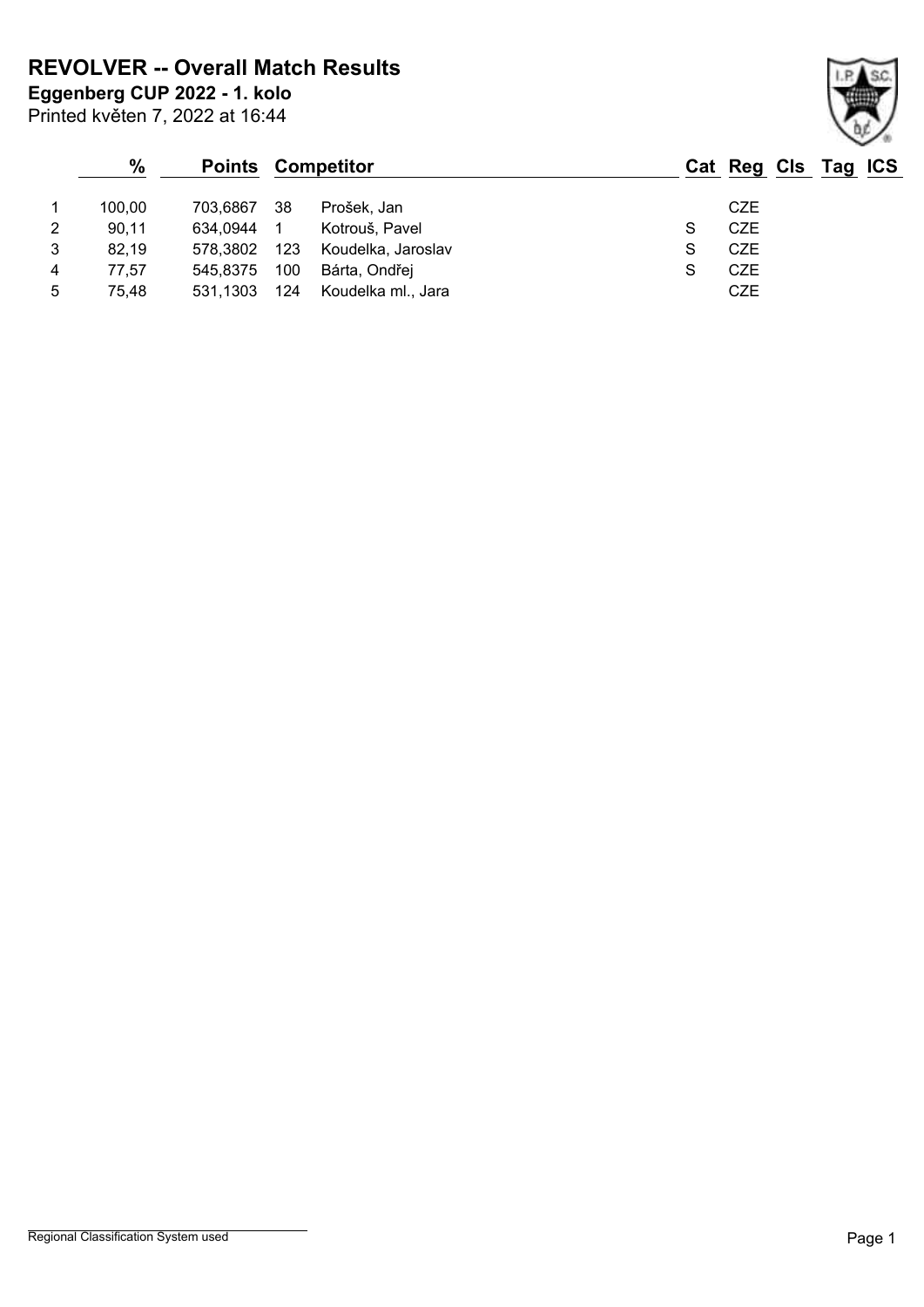# REVOLVER -- Overall Match Results

**Eggenberg CUP 2022 - 1. kolo**

Printed květen 7, 2022 at 16:44

| | % | Points | | Competitor | Cat | Reg | Cls | Tag | ICS |
|---|---|---|---|---|---|---|---|---|---|
| 1 | 100,00 | 703,6867 | 38 | Prošek, Jan | | CZE | | | |
| 2 | 90,11 | 634,0944 | 1 | Kotrouš, Pavel | S | CZE | | | |
| 3 | 82,19 | 578,3802 | 123 | Koudelka, Jaroslav | S | CZE | | | |
| 4 | 77,57 | 545,8375 | 100 | Bárta, Ondřej | S | CZE | | | |
| 5 | 75,48 | 531,1303 | 124 | Koudelka ml., Jara | | CZE | | | |

Regional Classification System used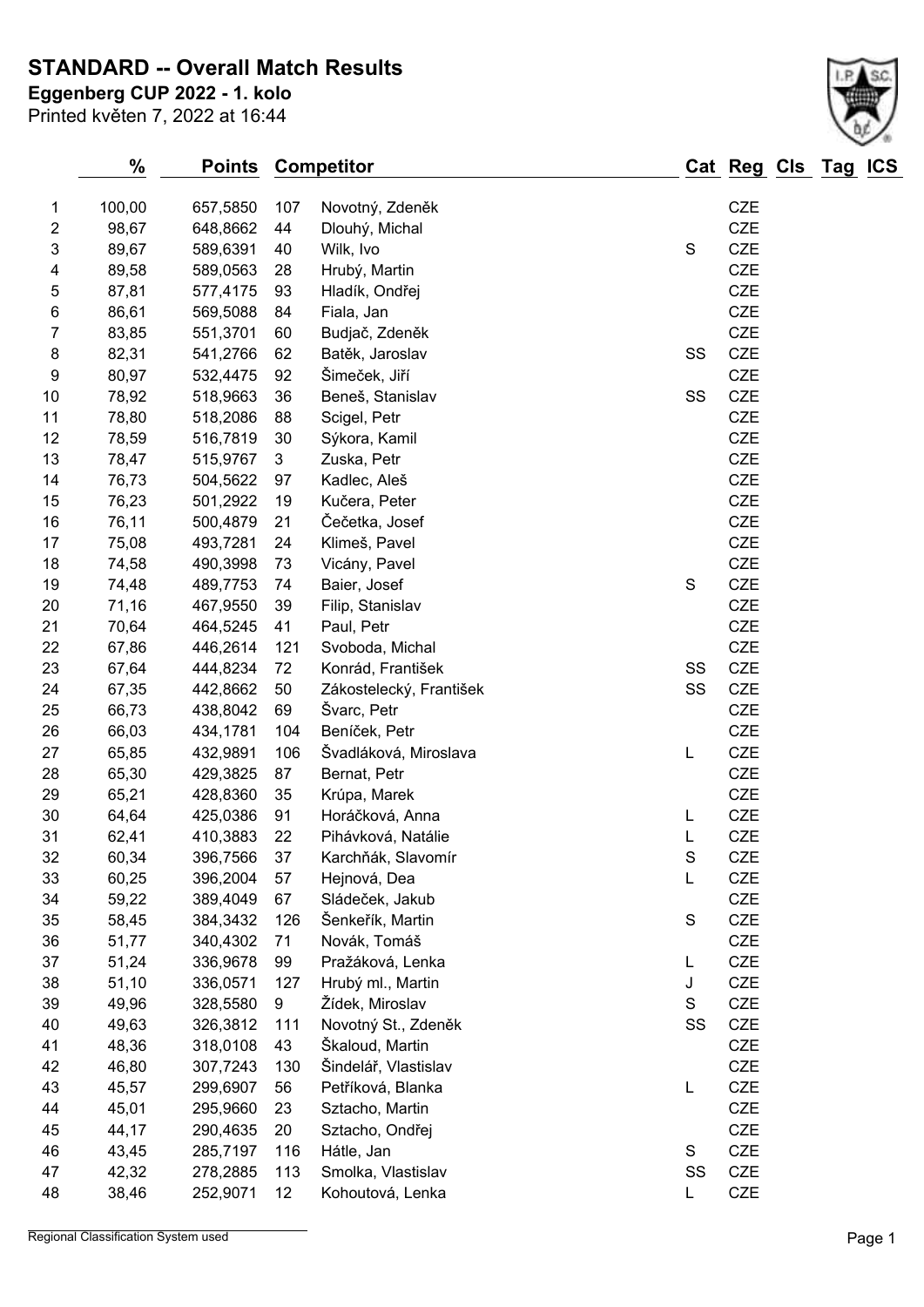# STANDARD -- Overall Match Results

**Eggenberg CUP 2022 - 1. kolo**

Printed květen 7, 2022 at 16:44

| | % | Points | Competitor | | Cat | Reg | Cls | Tag | ICS |
|---|---|---|---|---|---|---|---|---|---|
| 1 | 100,00 | 657,5850 | 107 | Novotný, Zdeněk | | CZE | | | |
| 2 | 98,67 | 648,8662 | 44 | Dlouhý, Michal | | CZE | | | |
| 3 | 89,67 | 589,6391 | 40 | Wilk, Ivo | S | CZE | | | |
| 4 | 89,58 | 589,0563 | 28 | Hrubý, Martin | | CZE | | | |
| 5 | 87,81 | 577,4175 | 93 | Hladík, Ondřej | | CZE | | | |
| 6 | 86,61 | 569,5088 | 84 | Fiala, Jan | | CZE | | | |
| 7 | 83,85 | 551,3701 | 60 | Budjač, Zdeněk | | CZE | | | |
| 8 | 82,31 | 541,2766 | 62 | Batěk, Jaroslav | SS | CZE | | | |
| 9 | 80,97 | 532,4475 | 92 | Šimeček, Jiří | | CZE | | | |
| 10 | 78,92 | 518,9663 | 36 | Beneš, Stanislav | SS | CZE | | | |
| 11 | 78,80 | 518,2086 | 88 | Scigel, Petr | | CZE | | | |
| 12 | 78,59 | 516,7819 | 30 | Sýkora, Kamil | | CZE | | | |
| 13 | 78,47 | 515,9767 | 3 | Zuska, Petr | | CZE | | | |
| 14 | 76,73 | 504,5622 | 97 | Kadlec, Aleš | | CZE | | | |
| 15 | 76,23 | 501,2922 | 19 | Kučera, Peter | | CZE | | | |
| 16 | 76,11 | 500,4879 | 21 | Čečetka, Josef | | CZE | | | |
| 17 | 75,08 | 493,7281 | 24 | Klimeš, Pavel | | CZE | | | |
| 18 | 74,58 | 490,3998 | 73 | Vicány, Pavel | | CZE | | | |
| 19 | 74,48 | 489,7753 | 74 | Baier, Josef | S | CZE | | | |
| 20 | 71,16 | 467,9550 | 39 | Filip, Stanislav | | CZE | | | |
| 21 | 70,64 | 464,5245 | 41 | Paul, Petr | | CZE | | | |
| 22 | 67,86 | 446,2614 | 121 | Svoboda, Michal | | CZE | | | |
| 23 | 67,64 | 444,8234 | 72 | Konrád, František | SS | CZE | | | |
| 24 | 67,35 | 442,8662 | 50 | Zákostelecký, František | SS | CZE | | | |
| 25 | 66,73 | 438,8042 | 69 | Švarc, Petr | | CZE | | | |
| 26 | 66,03 | 434,1781 | 104 | Beníček, Petr | | CZE | | | |
| 27 | 65,85 | 432,9891 | 106 | Švadláková, Miroslava | L | CZE | | | |
| 28 | 65,30 | 429,3825 | 87 | Bernat, Petr | | CZE | | | |
| 29 | 65,21 | 428,8360 | 35 | Krúpa, Marek | | CZE | | | |
| 30 | 64,64 | 425,0386 | 91 | Horáčková, Anna | L | CZE | | | |
| 31 | 62,41 | 410,3883 | 22 | Pihávková, Natálie | L | CZE | | | |
| 32 | 60,34 | 396,7566 | 37 | Karchňák, Slavomír | S | CZE | | | |
| 33 | 60,25 | 396,2004 | 57 | Hejnová, Dea | L | CZE | | | |
| 34 | 59,22 | 389,4049 | 67 | Sládeček, Jakub | | CZE | | | |
| 35 | 58,45 | 384,3432 | 126 | Šenkeřík, Martin | S | CZE | | | |
| 36 | 51,77 | 340,4302 | 71 | Novák, Tomáš | | CZE | | | |
| 37 | 51,24 | 336,9678 | 99 | Pražáková, Lenka | L | CZE | | | |
| 38 | 51,10 | 336,0571 | 127 | Hrubý ml., Martin | J | CZE | | | |
| 39 | 49,96 | 328,5580 | 9 | Žídek, Miroslav | S | CZE | | | |
| 40 | 49,63 | 326,3812 | 111 | Novotný St., Zdeněk | SS | CZE | | | |
| 41 | 48,36 | 318,0108 | 43 | Škaloud, Martin | | CZE | | | |
| 42 | 46,80 | 307,7243 | 130 | Šindelář, Vlastislav | | CZE | | | |
| 43 | 45,57 | 299,6907 | 56 | Petříková, Blanka | L | CZE | | | |
| 44 | 45,01 | 295,9660 | 23 | Sztacho, Martin | | CZE | | | |
| 45 | 44,17 | 290,4635 | 20 | Sztacho, Ondřej | | CZE | | | |
| 46 | 43,45 | 285,7197 | 116 | Hátle, Jan | S | CZE | | | |
| 47 | 42,32 | 278,2885 | 113 | Smolka, Vlastislav | SS | CZE | | | |
| 48 | 38,46 | 252,9071 | 12 | Kohoutová, Lenka | L | CZE | | | |

Regional Classification System used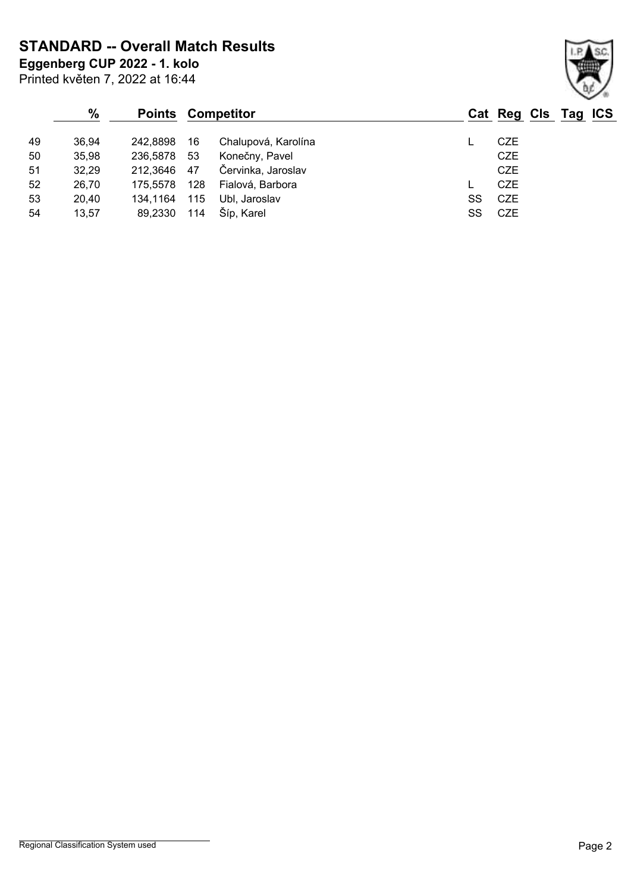# STANDARD -- Overall Match Results

**Eggenberg CUP 2022 - 1. kolo**

Printed květen 7, 2022 at 16:44

| | % | Points | Competitor | | Cat | Reg | Cls | Tag | ICS |
|---|---|---|---|---|---|---|---|---|---|
| 49 | 36,94 | 242,8898 | 16 | Chalupová, Karolína | L | CZE | | | |
| 50 | 35,98 | 236,5878 | 53 | Konečny, Pavel | | CZE | | | |
| 51 | 32,29 | 212,3646 | 47 | Červinka, Jaroslav | | CZE | | | |
| 52 | 26,70 | 175,5578 | 128 | Fialová, Barbora | L | CZE | | | |
| 53 | 20,40 | 134,1164 | 115 | Ubl, Jaroslav | SS | CZE | | | |
| 54 | 13,57 | 89,2330 | 114 | Šíp, Karel | SS | CZE | | | |

Regional Classification System used